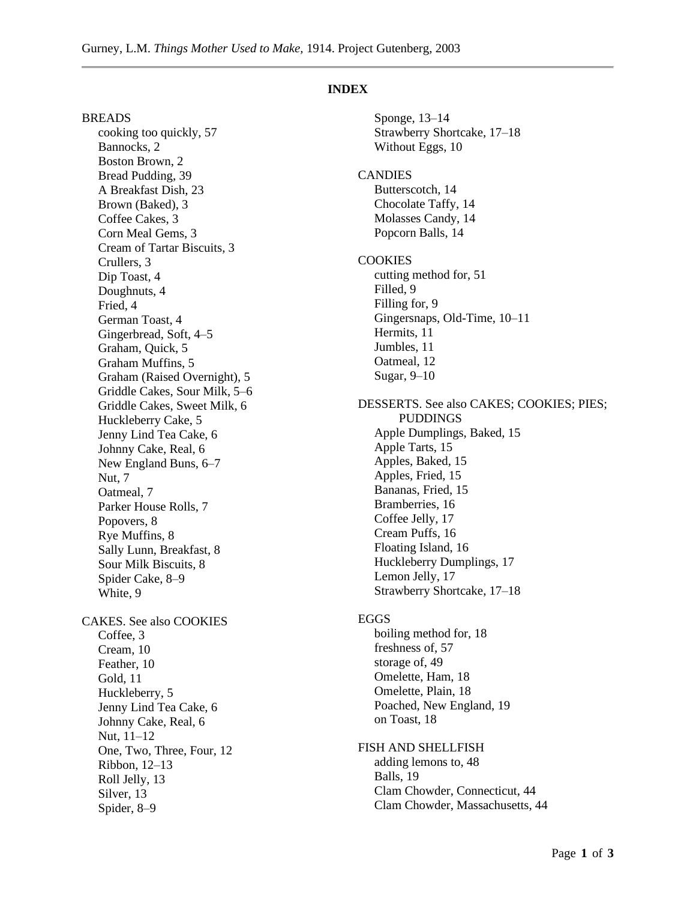## INDEX

BREADS
- cooking too quickly, 57
- Bannocks, 2
- Boston Brown, 2
- Bread Pudding, 39
- A Breakfast Dish, 23
- Brown (Baked), 3
- Coffee Cakes, 3
- Corn Meal Gems, 3
- Cream of Tartar Biscuits, 3
- Crullers, 3
- Dip Toast, 4
- Doughnuts, 4
- Fried, 4
- German Toast, 4
- Gingerbread, Soft, 4–5
- Graham, Quick, 5
- Graham Muffins, 5
- Graham (Raised Overnight), 5
- Griddle Cakes, Sour Milk, 5–6
- Griddle Cakes, Sweet Milk, 6
- Huckleberry Cake, 5
- Jenny Lind Tea Cake, 6
- Johnny Cake, Real, 6
- New England Buns, 6–7
- Nut, 7
- Oatmeal, 7
- Parker House Rolls, 7
- Popovers, 8
- Rye Muffins, 8
- Sally Lunn, Breakfast, 8
- Sour Milk Biscuits, 8
- Spider Cake, 8–9
- White, 9

CAKES. See also COOKIES
- Coffee, 3
- Cream, 10
- Feather, 10
- Gold, 11
- Huckleberry, 5
- Jenny Lind Tea Cake, 6
- Johnny Cake, Real, 6
- Nut, 11–12
- One, Two, Three, Four, 12
- Ribbon, 12–13
- Roll Jelly, 13
- Silver, 13
- Spider, 8–9
- Sponge, 13–14
- Strawberry Shortcake, 17–18
- Without Eggs, 10

CANDIES
- Butterscotch, 14
- Chocolate Taffy, 14
- Molasses Candy, 14
- Popcorn Balls, 14

COOKIES
- cutting method for, 51
- Filled, 9
- Filling for, 9
- Gingersnaps, Old-Time, 10–11
- Hermits, 11
- Jumbles, 11
- Oatmeal, 12
- Sugar, 9–10

DESSERTS. See also CAKES; COOKIES; PIES; PUDDINGS
- Apple Dumplings, Baked, 15
- Apple Tarts, 15
- Apples, Baked, 15
- Apples, Fried, 15
- Bananas, Fried, 15
- Bramberries, 16
- Coffee Jelly, 17
- Cream Puffs, 16
- Floating Island, 16
- Huckleberry Dumplings, 17
- Lemon Jelly, 17
- Strawberry Shortcake, 17–18

EGGS
- boiling method for, 18
- freshness of, 57
- storage of, 49
- Omelette, Ham, 18
- Omelette, Plain, 18
- Poached, New England, 19
- on Toast, 18

FISH AND SHELLFISH
- adding lemons to, 48
- Balls, 19
- Clam Chowder, Connecticut, 44
- Clam Chowder, Massachusetts, 44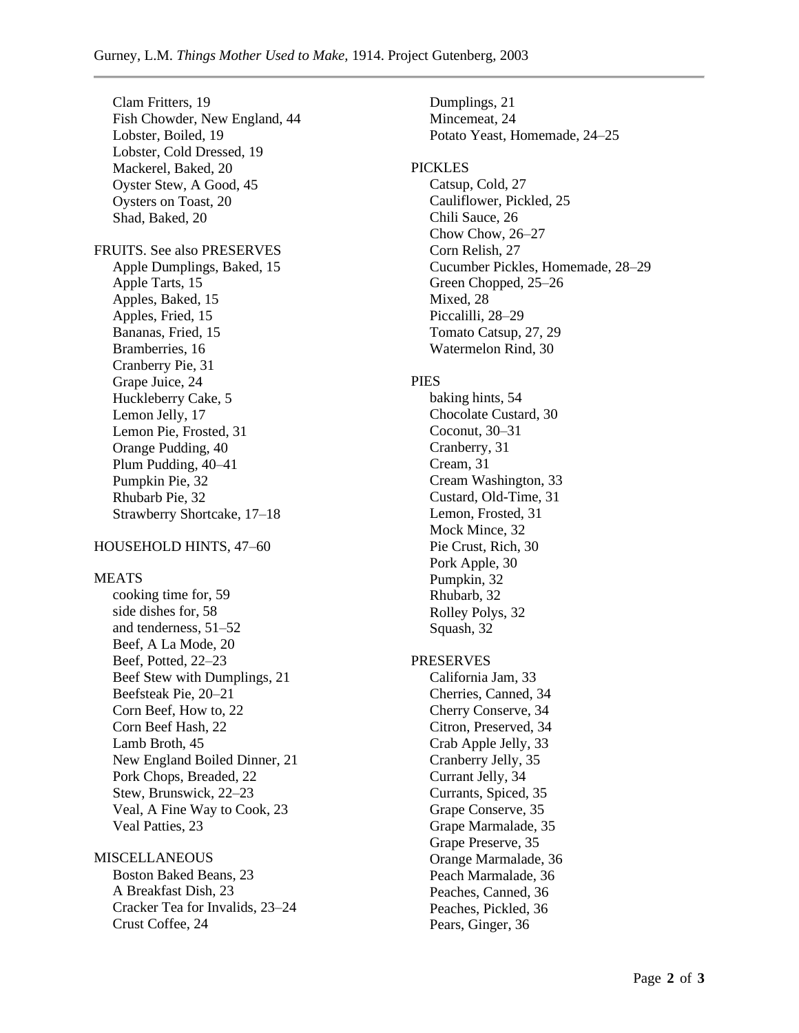Clam Fritters, 19
Fish Chowder, New England, 44
Lobster, Boiled, 19
Lobster, Cold Dressed, 19
Mackerel, Baked, 20
Oyster Stew, A Good, 45
Oysters on Toast, 20
Shad, Baked, 20

FRUITS. See also PRESERVES
- Apple Dumplings, Baked, 15
- Apple Tarts, 15
- Apples, Baked, 15
- Apples, Fried, 15
- Bananas, Fried, 15
- Bramberries, 16
- Cranberry Pie, 31
- Grape Juice, 24
- Huckleberry Cake, 5
- Lemon Jelly, 17
- Lemon Pie, Frosted, 31
- Orange Pudding, 40
- Plum Pudding, 40–41
- Pumpkin Pie, 32
- Rhubarb Pie, 32
- Strawberry Shortcake, 17–18

HOUSEHOLD HINTS, 47–60

MEATS
- cooking time for, 59
- side dishes for, 58
- and tenderness, 51–52
- Beef, A La Mode, 20
- Beef, Potted, 22–23
- Beef Stew with Dumplings, 21
- Beefsteak Pie, 20–21
- Corn Beef, How to, 22
- Corn Beef Hash, 22
- Lamb Broth, 45
- New England Boiled Dinner, 21
- Pork Chops, Breaded, 22
- Stew, Brunswick, 22–23
- Veal, A Fine Way to Cook, 23
- Veal Patties, 23

MISCELLANEOUS
- Boston Baked Beans, 23
- A Breakfast Dish, 23
- Cracker Tea for Invalids, 23–24
- Crust Coffee, 24
- Dumplings, 21
- Mincemeat, 24
- Potato Yeast, Homemade, 24–25

PICKLES
- Catsup, Cold, 27
- Cauliflower, Pickled, 25
- Chili Sauce, 26
- Chow Chow, 26–27
- Corn Relish, 27
- Cucumber Pickles, Homemade, 28–29
- Green Chopped, 25–26
- Mixed, 28
- Piccalilli, 28–29
- Tomato Catsup, 27, 29
- Watermelon Rind, 30

PIES
- baking hints, 54
- Chocolate Custard, 30
- Coconut, 30–31
- Cranberry, 31
- Cream, 31
- Cream Washington, 33
- Custard, Old-Time, 31
- Lemon, Frosted, 31
- Mock Mince, 32
- Pie Crust, Rich, 30
- Pork Apple, 30
- Pumpkin, 32
- Rhubarb, 32
- Rolley Polys, 32
- Squash, 32

PRESERVES
- California Jam, 33
- Cherries, Canned, 34
- Cherry Conserve, 34
- Citron, Preserved, 34
- Crab Apple Jelly, 33
- Cranberry Jelly, 35
- Currant Jelly, 34
- Currants, Spiced, 35
- Grape Conserve, 35
- Grape Marmalade, 35
- Grape Preserve, 35
- Orange Marmalade, 36
- Peach Marmalade, 36
- Peaches, Canned, 36
- Peaches, Pickled, 36
- Pears, Ginger, 36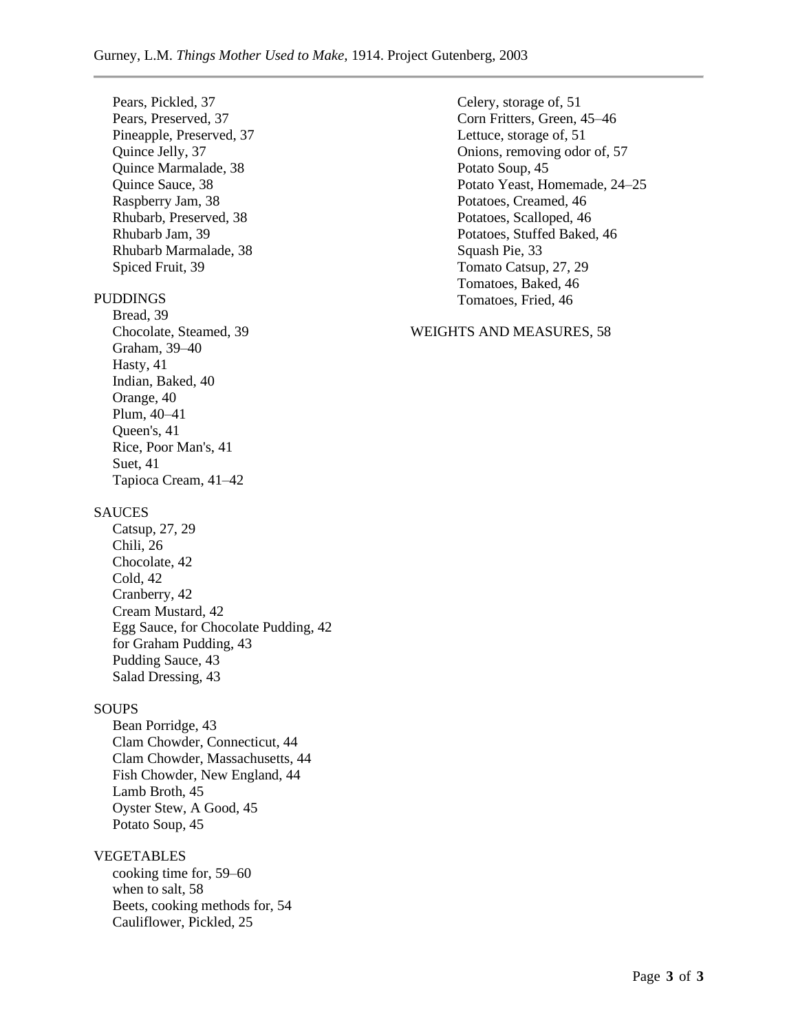Pears, Pickled, 37
Pears, Preserved, 37
Pineapple, Preserved, 37
Quince Jelly, 37
Quince Marmalade, 38
Quince Sauce, 38
Raspberry Jam, 38
Rhubarb, Preserved, 38
Rhubarb Jam, 39
Rhubarb Marmalade, 38
Spiced Fruit, 39

PUDDINGS
Bread, 39
Chocolate, Steamed, 39
Graham, 39–40
Hasty, 41
Indian, Baked, 40
Orange, 40
Plum, 40–41
Queen's, 41
Rice, Poor Man's, 41
Suet, 41
Tapioca Cream, 41–42

SAUCES
Catsup, 27, 29
Chili, 26
Chocolate, 42
Cold, 42
Cranberry, 42
Cream Mustard, 42
Egg Sauce, for Chocolate Pudding, 42
for Graham Pudding, 43
Pudding Sauce, 43
Salad Dressing, 43

SOUPS
Bean Porridge, 43
Clam Chowder, Connecticut, 44
Clam Chowder, Massachusetts, 44
Fish Chowder, New England, 44
Lamb Broth, 45
Oyster Stew, A Good, 45
Potato Soup, 45

VEGETABLES
cooking time for, 59–60
when to salt, 58
Beets, cooking methods for, 54
Cauliflower, Pickled, 25
Celery, storage of, 51
Corn Fritters, Green, 45–46
Lettuce, storage of, 51
Onions, removing odor of, 57
Potato Soup, 45
Potato Yeast, Homemade, 24–25
Potatoes, Creamed, 46
Potatoes, Scalloped, 46
Potatoes, Stuffed Baked, 46
Squash Pie, 33
Tomato Catsup, 27, 29
Tomatoes, Baked, 46
Tomatoes, Fried, 46

WEIGHTS AND MEASURES, 58